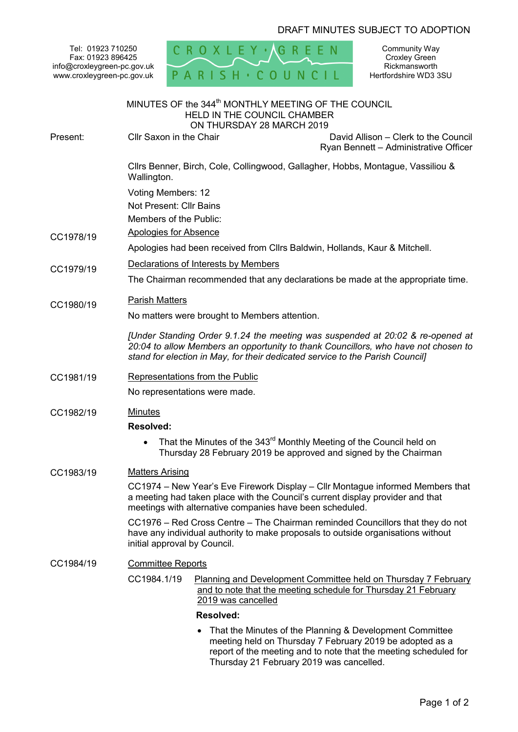DRAFT MINUTES SUBJECT TO ADOPTION

Tel: 01923 710250
Fax: 01923 896425
info@croxleygreen-pc.gov.uk
www.croxleygreen-pc.gov.uk

CROXLEY GREEN PARISH COUNCIL

Community Way
Croxley Green
Rickmansworth
Hertfordshire WD3 3SU

# MINUTES OF the 344th MONTHLY MEETING OF THE COUNCIL HELD IN THE COUNCIL CHAMBER ON THURSDAY 28 MARCH 2019

Present: Cllr Saxon in the Chair

David Allison – Clerk to the Council
Ryan Bennett – Administrative Officer

Cllrs Benner, Birch, Cole, Collingwood, Gallagher, Hobbs, Montague, Vassiliou & Wallington.

Voting Members: 12

Not Present: Cllr Bains

Members of the Public:

**CC1978/19** Apologies for Absence

Apologies had been received from Cllrs Baldwin, Hollands, Kaur & Mitchell.

**CC1979/19** Declarations of Interests by Members

The Chairman recommended that any declarations be made at the appropriate time.

**CC1980/19** Parish Matters

No matters were brought to Members attention.

*[Under Standing Order 9.1.24 the meeting was suspended at 20:02 & re-opened at 20:04 to allow Members an opportunity to thank Councillors, who have not chosen to stand for election in May, for their dedicated service to the Parish Council]*

**CC1981/19** Representations from the Public

No representations were made.

**CC1982/19** Minutes

**Resolved:**

- That the Minutes of the 343rd Monthly Meeting of the Council held on Thursday 28 February 2019 be approved and signed by the Chairman

**CC1983/19** Matters Arising

CC1974 – New Year's Eve Firework Display – Cllr Montague informed Members that a meeting had taken place with the Council's current display provider and that meetings with alternative companies have been scheduled.

CC1976 – Red Cross Centre – The Chairman reminded Councillors that they do not have any individual authority to make proposals to outside organisations without initial approval by Council.

**CC1984/19** Committee Reports

CC1984.1/19 Planning and Development Committee held on Thursday 7 February and to note that the meeting schedule for Thursday 21 February 2019 was cancelled

**Resolved:**

- That the Minutes of the Planning & Development Committee meeting held on Thursday 7 February 2019 be adopted as a report of the meeting and to note that the meeting scheduled for Thursday 21 February 2019 was cancelled.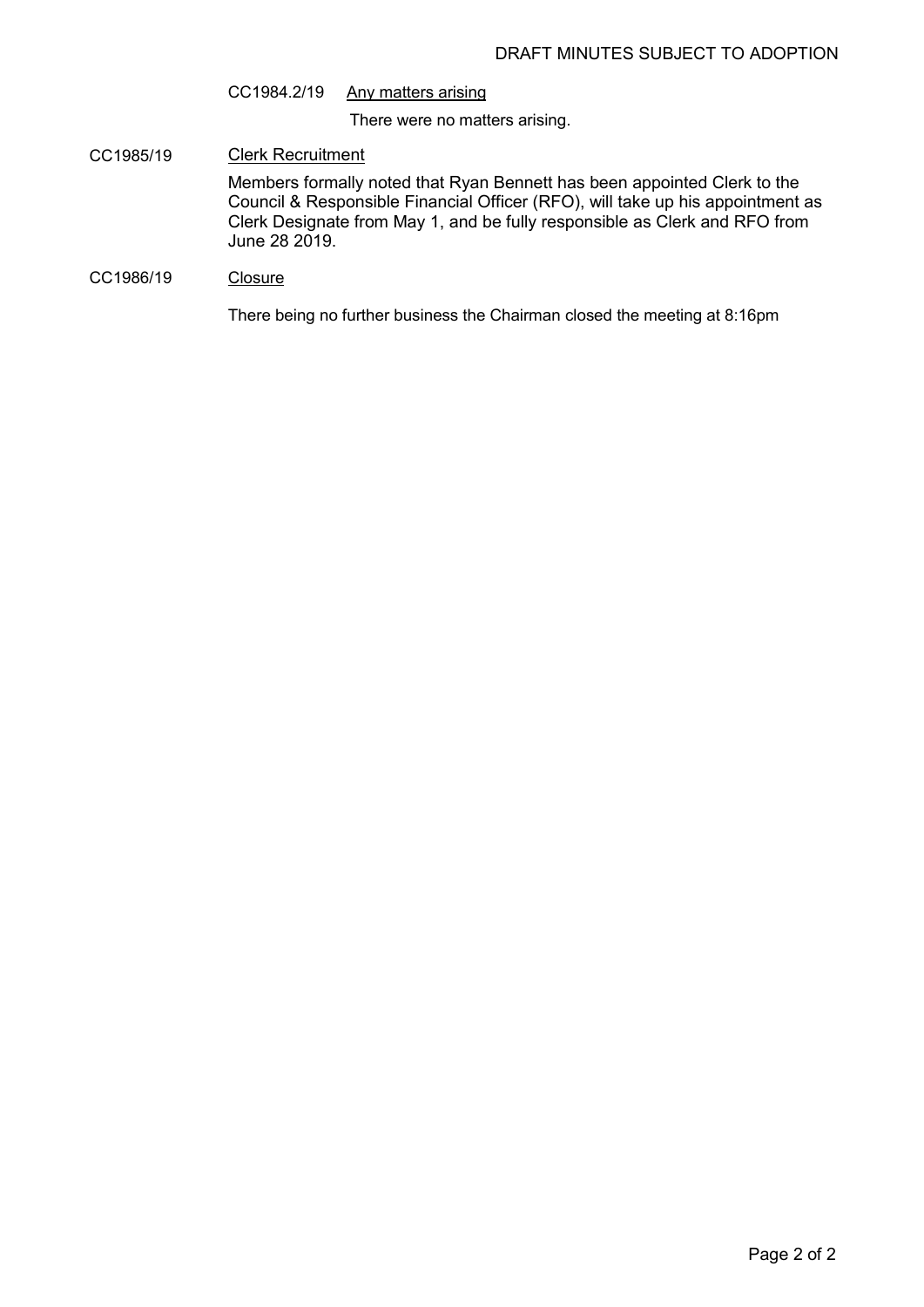DRAFT MINUTES SUBJECT TO ADOPTION

CC1984.2/19 <u>Any matters arising</u>

There were no matters arising.

CC1985/19 <u>Clerk Recruitment</u>

Members formally noted that Ryan Bennett has been appointed Clerk to the Council & Responsible Financial Officer (RFO), will take up his appointment as Clerk Designate from May 1, and be fully responsible as Clerk and RFO from June 28 2019.

CC1986/19 <u>Closure</u>

There being no further business the Chairman closed the meeting at 8:16pm